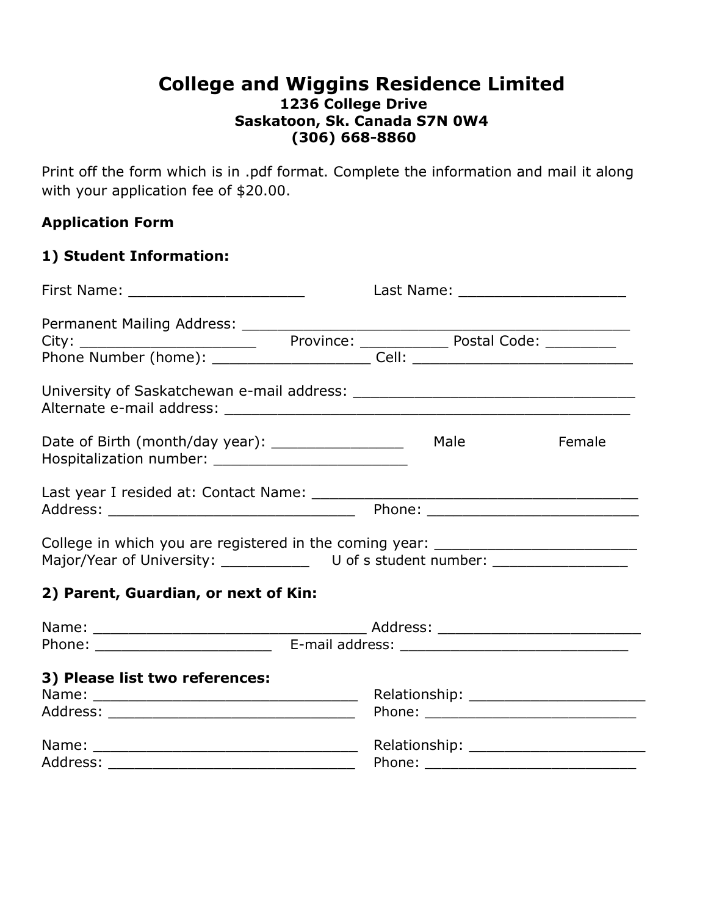# College and Wiggins Residence Limited

**1236 College Drive**
**Saskatoon, Sk. Canada S7N 0W4**
**(306) 668-8860**

Print off the form which is in .pdf format. Complete the information and mail it along with your application fee of $20.00.

**Application Form**

**1) Student Information:**

First Name: ____________________ Last Name: ___________________

Permanent Mailing Address: ____________________________________________
City: ____________________ Province: __________ Postal Code: ________
Phone Number (home): __________________ Cell: _________________________

University of Saskatchewan e-mail address: ________________________________
Alternate e-mail address: ______________________________________________

Date of Birth (month/day year): _______________ Male Female
Hospitalization number: ______________________

Last year I resided at: Contact Name: _____________________________________
Address: _____________________________ Phone: _________________________

College in which you are registered in the coming year: _______________________
Major/Year of University: __________ U of s student number: _______________

**2) Parent, Guardian, or next of Kin:**

Name: ________________________________ Address: _______________________
Phone: ____________________ E-mail address: ___________________________

**3) Please list two references:**

Name: _______________________________ Relationship: _____________________
Address: _____________________________ Phone: _________________________

Name: _______________________________ Relationship: _____________________
Address: _____________________________ Phone: _________________________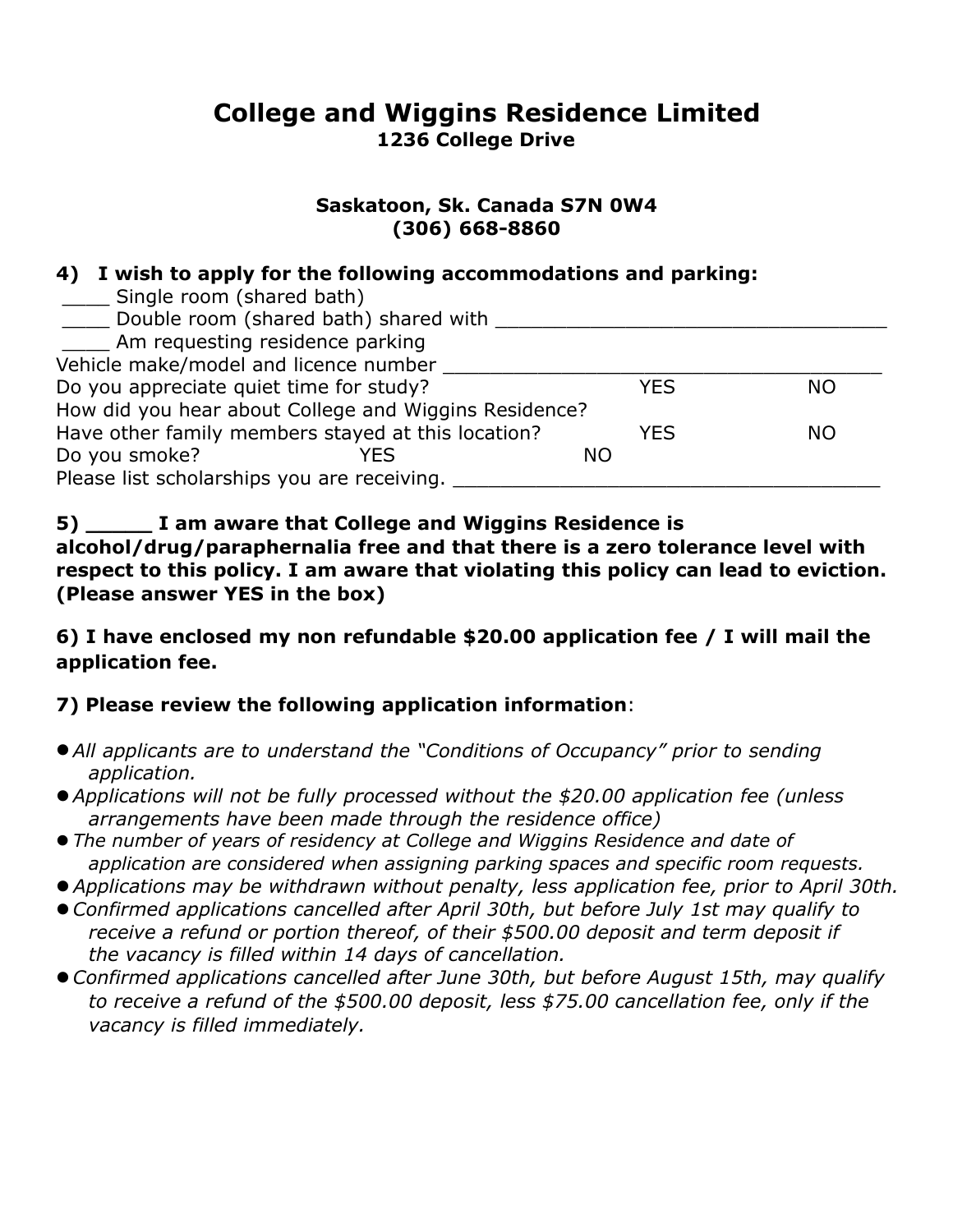# College and Wiggins Residence Limited

**1236 College Drive**

**Saskatoon, Sk. Canada S7N 0W4**
**(306) 668-8860**

**4) I wish to apply for the following accommodations and parking:**

____ Single room (shared bath)
____ Double room (shared bath) shared with ________________________________
____ Am requesting residence parking
Vehicle make/model and licence number ___________________________________
Do you appreciate quiet time for study? YES NO
How did you hear about College and Wiggins Residence?
Have other family members stayed at this location? YES NO
Do you smoke? YES NO
Please list scholarships you are receiving. __________________________________

**5) _____ I am aware that College and Wiggins Residence is alcohol/drug/paraphernalia free and that there is a zero tolerance level with respect to this policy. I am aware that violating this policy can lead to eviction. (Please answer YES in the box)**

**6) I have enclosed my non refundable $20.00 application fee / I will mail the application fee.**

**7) Please review the following application information**:

- *All applicants are to understand the "Conditions of Occupancy" prior to sending application.*
- *Applications will not be fully processed without the $20.00 application fee (unless arrangements have been made through the residence office)*
- *The number of years of residency at College and Wiggins Residence and date of application are considered when assigning parking spaces and specific room requests.*
- *Applications may be withdrawn without penalty, less application fee, prior to April 30th.*
- *Confirmed applications cancelled after April 30th, but before July 1st may qualify to receive a refund or portion thereof, of their $500.00 deposit and term deposit if the vacancy is filled within 14 days of cancellation.*
- *Confirmed applications cancelled after June 30th, but before August 15th, may qualify to receive a refund of the $500.00 deposit, less $75.00 cancellation fee, only if the vacancy is filled immediately.*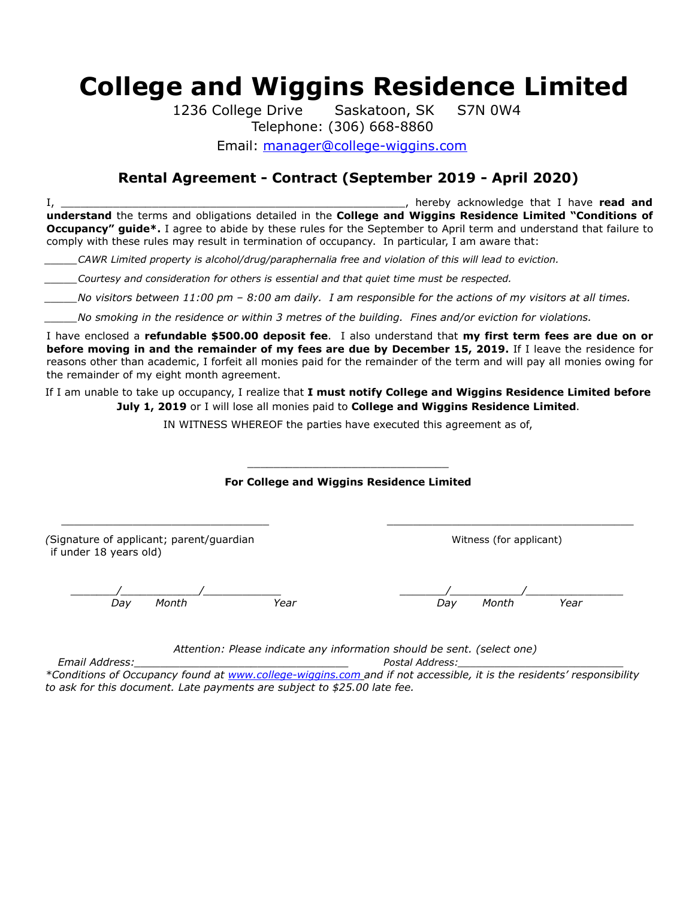# College and Wiggins Residence Limited

1236 College Drive Saskatoon, SK S7N 0W4
Telephone: (306) 668-8860
Email: manager@college-wiggins.com

## Rental Agreement - Contract (September 2019 - April 2020)

I, _____________________________________________________, hereby acknowledge that I have **read and understand** the terms and obligations detailed in the **College and Wiggins Residence Limited "Conditions of Occupancy" guide*.** I agree to abide by these rules for the September to April term and understand that failure to comply with these rules may result in termination of occupancy. In particular, I am aware that:

_____*CAWR Limited property is alcohol/drug/paraphernalia free and violation of this will lead to eviction.*

_____*Courtesy and consideration for others is essential and that quiet time must be respected.*

_____*No visitors between 11:00 pm – 8:00 am daily. I am responsible for the actions of my visitors at all times.*

_____*No smoking in the residence or within 3 metres of the building. Fines and/or eviction for violations.*

I have enclosed a **refundable $500.00 deposit fee**. I also understand that **my first term fees are due on or before moving in and the remainder of my fees are due by December 15, 2019.** If I leave the residence for reasons other than academic, I forfeit all monies paid for the remainder of the term and will pay all monies owing for the remainder of my eight month agreement.

If I am unable to take up occupancy, I realize that **I must notify College and Wiggins Residence Limited before July 1, 2019** or I will lose all monies paid to **College and Wiggins Residence Limited**.

IN WITNESS WHEREOF the parties have executed this agreement as of,

______________________________
**For College and Wiggins Residence Limited**

______________________________
(Signature of applicant; parent/guardian if under 18 years old)

______________________________
Witness (for applicant)

_______/___________/___________
*Day Month Year*

_______/___________/___________
*Day Month Year*

*Attention: Please indicate any information should be sent. (select one)*

*Email Address:*______________________________ *Postal Address:*______________________________

*\*Conditions of Occupancy found at www.college-wiggins.com and if not accessible, it is the residents' responsibility to ask for this document. Late payments are subject to $25.00 late fee.*